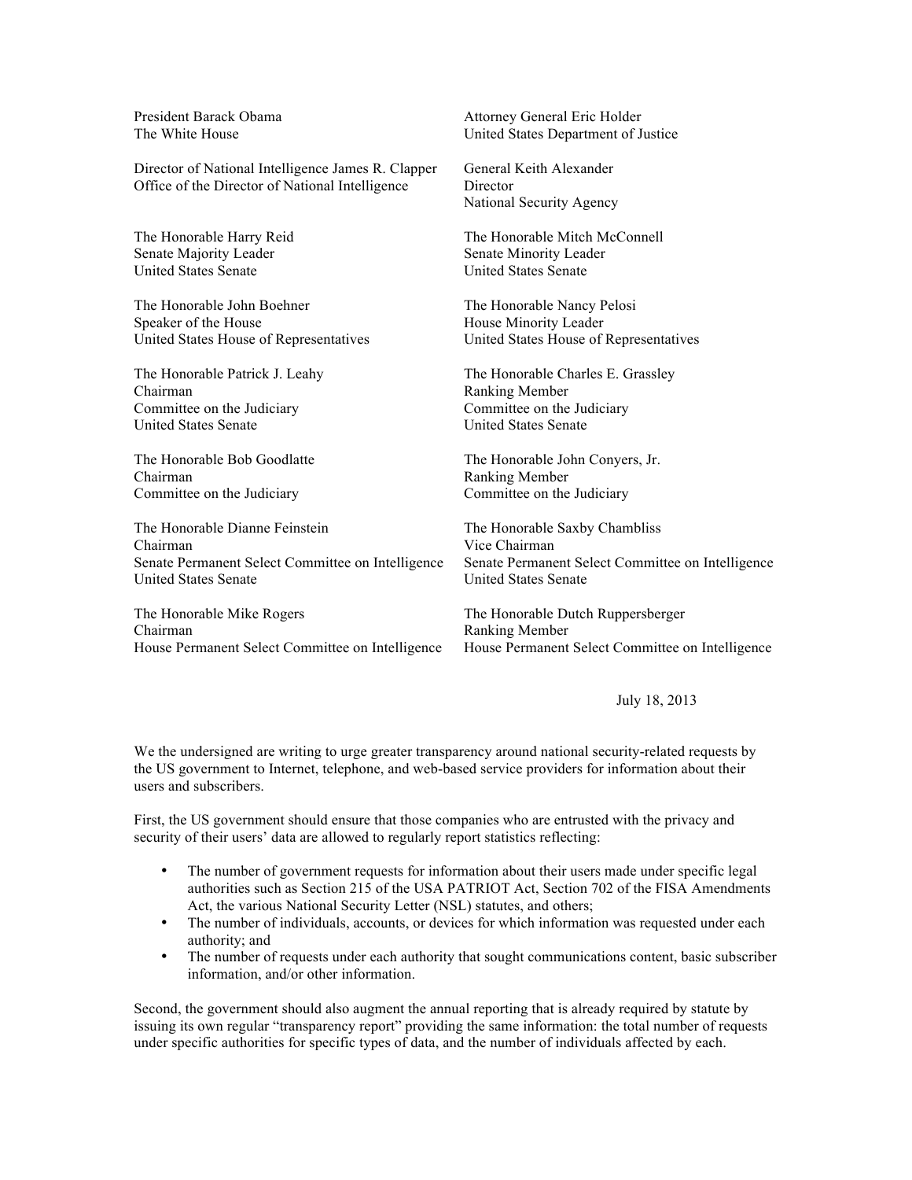President Barack Obama
The White House

Attorney General Eric Holder
United States Department of Justice

Director of National Intelligence James R. Clapper
Office of the Director of National Intelligence

General Keith Alexander
Director
National Security Agency

The Honorable Harry Reid
Senate Majority Leader
United States Senate

The Honorable Mitch McConnell
Senate Minority Leader
United States Senate

The Honorable John Boehner
Speaker of the House
United States House of Representatives

The Honorable Nancy Pelosi
House Minority Leader
United States House of Representatives

The Honorable Patrick J. Leahy
Chairman
Committee on the Judiciary
United States Senate

The Honorable Charles E. Grassley
Ranking Member
Committee on the Judiciary
United States Senate

The Honorable Bob Goodlatte
Chairman
Committee on the Judiciary

The Honorable John Conyers, Jr.
Ranking Member
Committee on the Judiciary

The Honorable Dianne Feinstein
Chairman
Senate Permanent Select Committee on Intelligence
United States Senate

The Honorable Saxby Chambliss
Vice Chairman
Senate Permanent Select Committee on Intelligence
United States Senate

The Honorable Mike Rogers
Chairman
House Permanent Select Committee on Intelligence

The Honorable Dutch Ruppersberger
Ranking Member
House Permanent Select Committee on Intelligence

July 18, 2013

We the undersigned are writing to urge greater transparency around national security-related requests by the US government to Internet, telephone, and web-based service providers for information about their users and subscribers.

First, the US government should ensure that those companies who are entrusted with the privacy and security of their users' data are allowed to regularly report statistics reflecting:

- The number of government requests for information about their users made under specific legal authorities such as Section 215 of the USA PATRIOT Act, Section 702 of the FISA Amendments Act, the various National Security Letter (NSL) statutes, and others;
- The number of individuals, accounts, or devices for which information was requested under each authority; and
- The number of requests under each authority that sought communications content, basic subscriber information, and/or other information.

Second, the government should also augment the annual reporting that is already required by statute by issuing its own regular "transparency report" providing the same information: the total number of requests under specific authorities for specific types of data, and the number of individuals affected by each.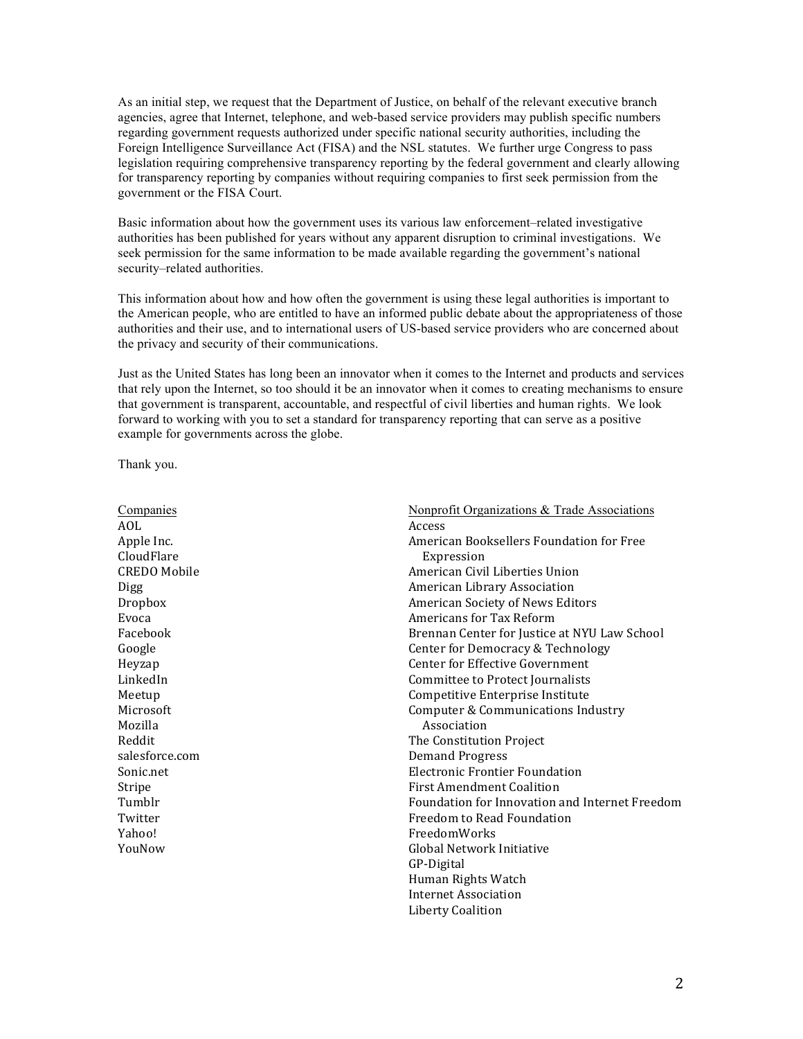As an initial step, we request that the Department of Justice, on behalf of the relevant executive branch agencies, agree that Internet, telephone, and web-based service providers may publish specific numbers regarding government requests authorized under specific national security authorities, including the Foreign Intelligence Surveillance Act (FISA) and the NSL statutes. We further urge Congress to pass legislation requiring comprehensive transparency reporting by the federal government and clearly allowing for transparency reporting by companies without requiring companies to first seek permission from the government or the FISA Court.

Basic information about how the government uses its various law enforcement–related investigative authorities has been published for years without any apparent disruption to criminal investigations. We seek permission for the same information to be made available regarding the government's national security–related authorities.

This information about how and how often the government is using these legal authorities is important to the American people, who are entitled to have an informed public debate about the appropriateness of those authorities and their use, and to international users of US-based service providers who are concerned about the privacy and security of their communications.

Just as the United States has long been an innovator when it comes to the Internet and products and services that rely upon the Internet, so too should it be an innovator when it comes to creating mechanisms to ensure that government is transparent, accountable, and respectful of civil liberties and human rights. We look forward to working with you to set a standard for transparency reporting that can serve as a positive example for governments across the globe.

Thank you.

<u>Companies</u>

AOL
Apple Inc.
CloudFlare
CREDO Mobile
Digg
Dropbox
Evoca
Facebook
Google
Heyzap
LinkedIn
Meetup
Microsoft
Mozilla
Reddit
salesforce.com
Sonic.net
Stripe
Tumblr
Twitter
Yahoo!
YouNow

<u>Nonprofit Organizations & Trade Associations</u>

Access
American Booksellers Foundation for Free Expression
American Civil Liberties Union
American Library Association
American Society of News Editors
Americans for Tax Reform
Brennan Center for Justice at NYU Law School
Center for Democracy & Technology
Center for Effective Government
Committee to Protect Journalists
Competitive Enterprise Institute
Computer & Communications Industry Association
The Constitution Project
Demand Progress
Electronic Frontier Foundation
First Amendment Coalition
Foundation for Innovation and Internet Freedom
Freedom to Read Foundation
FreedomWorks
Global Network Initiative
GP-Digital
Human Rights Watch
Internet Association
Liberty Coalition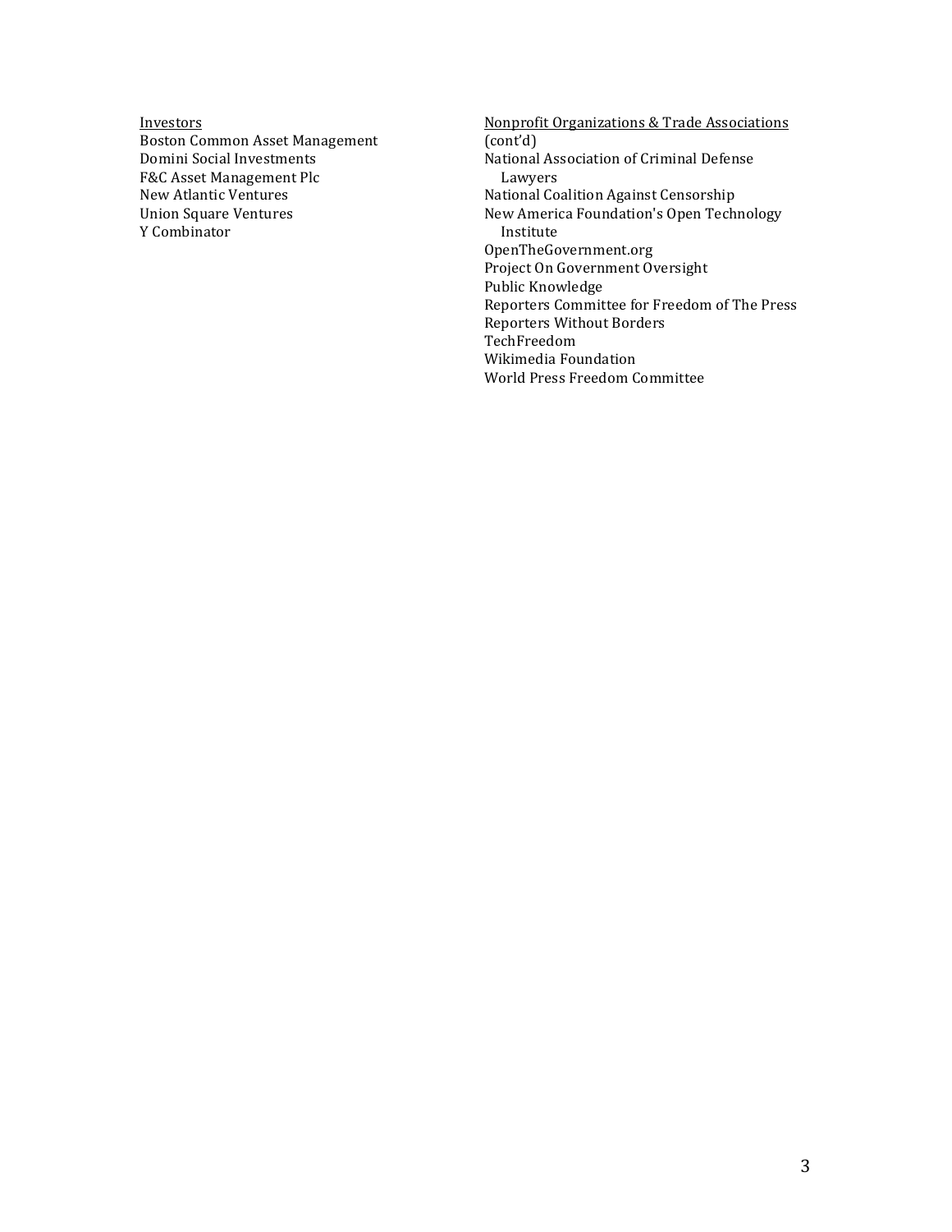Investors

Boston Common Asset Management
Domini Social Investments
F&C Asset Management Plc
New Atlantic Ventures
Union Square Ventures
Y Combinator

Nonprofit Organizations & Trade Associations (cont'd)

National Association of Criminal Defense Lawyers
National Coalition Against Censorship
New America Foundation's Open Technology Institute
OpenTheGovernment.org
Project On Government Oversight
Public Knowledge
Reporters Committee for Freedom of The Press
Reporters Without Borders
TechFreedom
Wikimedia Foundation
World Press Freedom Committee